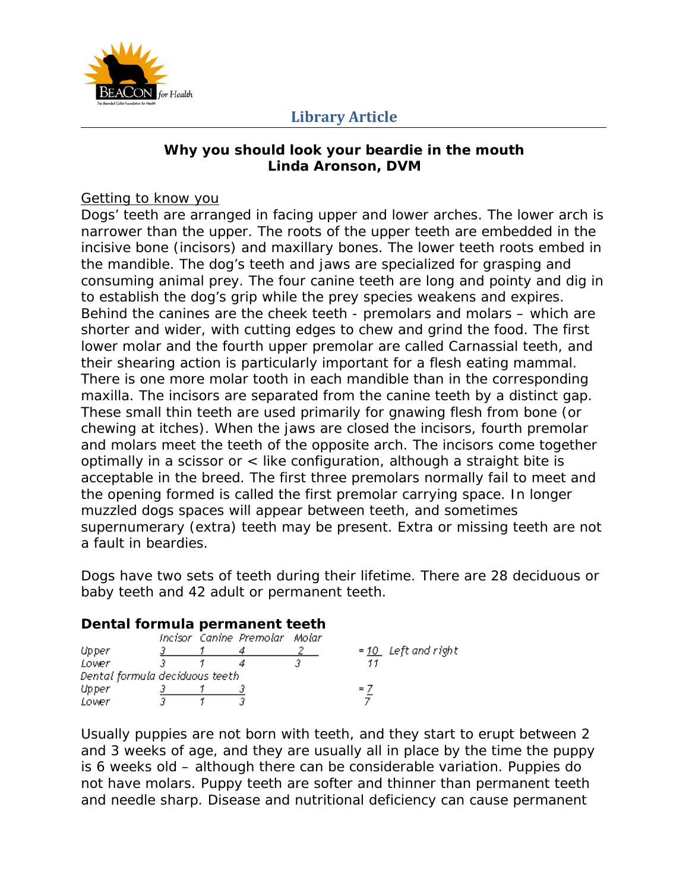**Library Article**

**Why you should look your beardie in the mouth**
**Linda Aronson, DVM**

Getting to know you

Dogs' teeth are arranged in facing upper and lower arches. The lower arch is narrower than the upper. The roots of the upper teeth are embedded in the incisive bone (incisors) and maxillary bones. The lower teeth roots embed in the mandible. The dog's teeth and jaws are specialized for grasping and consuming animal prey. The four canine teeth are long and pointy and dig in to establish the dog's grip while the prey species weakens and expires. Behind the canines are the cheek teeth - premolars and molars – which are shorter and wider, with cutting edges to chew and grind the food. The first lower molar and the fourth upper premolar are called Carnassial teeth, and their shearing action is particularly important for a flesh eating mammal. There is one more molar tooth in each mandible than in the corresponding maxilla. The incisors are separated from the canine teeth by a distinct gap. These small thin teeth are used primarily for gnawing flesh from bone (or chewing at itches). When the jaws are closed the incisors, fourth premolar and molars meet the teeth of the opposite arch. The incisors come together optimally in a scissor or < like configuration, although a straight bite is acceptable in the breed. The first three premolars normally fail to meet and the opening formed is called the first premolar carrying space. In longer muzzled dogs spaces will appear between teeth, and sometimes supernumerary (extra) teeth may be present. Extra or missing teeth are not a fault in beardies.

Dogs have two sets of teeth during their lifetime. There are 28 deciduous or baby teeth and 42 adult or permanent teeth.

**Dental formula permanent teeth**

| | Incisor | Canine | Premolar | Molar | | |
|---|---|---|---|---|---|---|
| Upper | 3 | 1 | 4 | 2 | = 10 | Left and right |
| Lower | 3 | 1 | 4 | 3 | 11 | |

*Dental formula deciduous teeth*

| | Incisor | Canine | Premolar | |
|---|---|---|---|---|
| Upper | 3 | 1 | 3 | = 7 |
| Lower | 3 | 1 | 3 | 7 |

Usually puppies are not born with teeth, and they start to erupt between 2 and 3 weeks of age, and they are usually all in place by the time the puppy is 6 weeks old – although there can be considerable variation. Puppies do not have molars. Puppy teeth are softer and thinner than permanent teeth and needle sharp. Disease and nutritional deficiency can cause permanent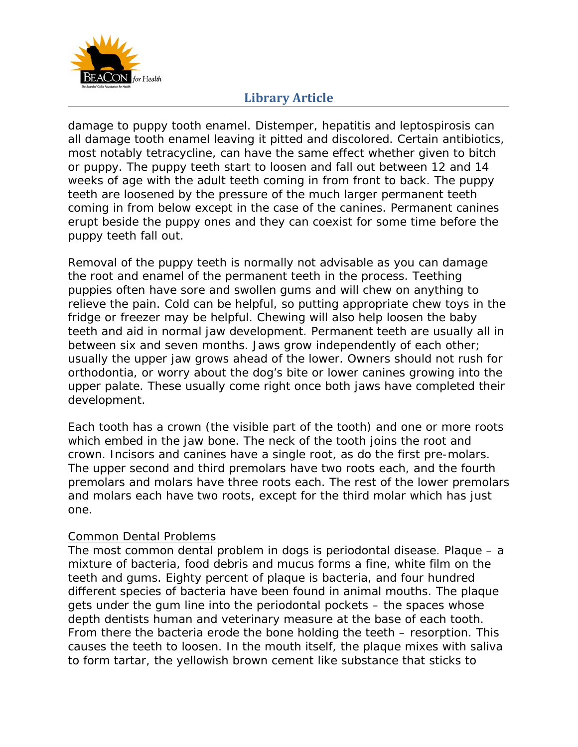damage to puppy tooth enamel. Distemper, hepatitis and leptospirosis can all damage tooth enamel leaving it pitted and discolored. Certain antibiotics, most notably tetracycline, can have the same effect whether given to bitch or puppy. The puppy teeth start to loosen and fall out between 12 and 14 weeks of age with the adult teeth coming in from front to back. The puppy teeth are loosened by the pressure of the much larger permanent teeth coming in from below except in the case of the canines. Permanent canines erupt beside the puppy ones and they can coexist for some time before the puppy teeth fall out.

Removal of the puppy teeth is normally not advisable as you can damage the root and enamel of the permanent teeth in the process. Teething puppies often have sore and swollen gums and will chew on anything to relieve the pain. Cold can be helpful, so putting appropriate chew toys in the fridge or freezer may be helpful. Chewing will also help loosen the baby teeth and aid in normal jaw development. Permanent teeth are usually all in between six and seven months. Jaws grow independently of each other; usually the upper jaw grows ahead of the lower. Owners should not rush for orthodontia, or worry about the dog's bite or lower canines growing into the upper palate. These usually come right once both jaws have completed their development.

Each tooth has a crown (the visible part of the tooth) and one or more roots which embed in the jaw bone. The neck of the tooth joins the root and crown. Incisors and canines have a single root, as do the first pre-molars. The upper second and third premolars have two roots each, and the fourth premolars and molars have three roots each. The rest of the lower premolars and molars each have two roots, except for the third molar which has just one.

<u>Common Dental Problems</u>

The most common dental problem in dogs is periodontal disease. Plaque – a mixture of bacteria, food debris and mucus forms a fine, white film on the teeth and gums. Eighty percent of plaque is bacteria, and four hundred different species of bacteria have been found in animal mouths. The plaque gets under the gum line into the periodontal pockets – the spaces whose depth dentists human and veterinary measure at the base of each tooth. From there the bacteria erode the bone holding the teeth – resorption. This causes the teeth to loosen. In the mouth itself, the plaque mixes with saliva to form tartar, the yellowish brown cement like substance that sticks to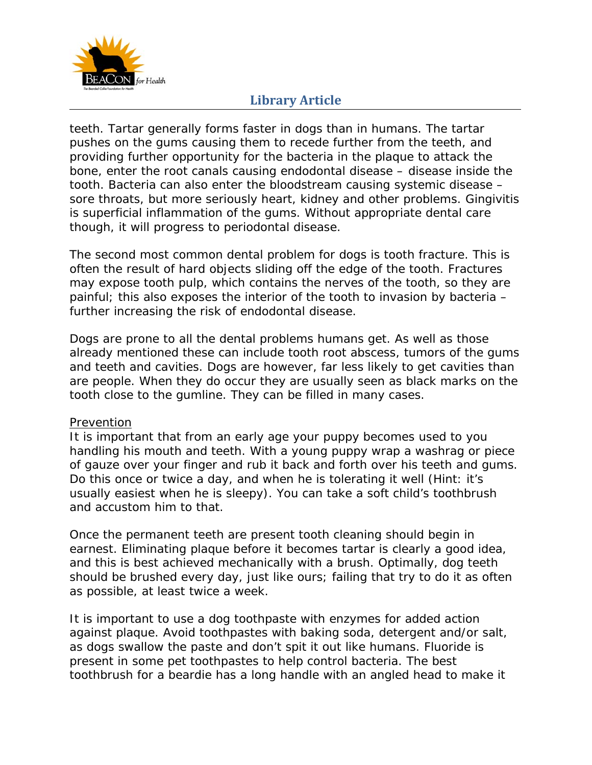teeth. Tartar generally forms faster in dogs than in humans. The tartar pushes on the gums causing them to recede further from the teeth, and providing further opportunity for the bacteria in the plaque to attack the bone, enter the root canals causing endodontal disease – disease inside the tooth. Bacteria can also enter the bloodstream causing systemic disease – sore throats, but more seriously heart, kidney and other problems. Gingivitis is superficial inflammation of the gums. Without appropriate dental care though, it will progress to periodontal disease.

The second most common dental problem for dogs is tooth fracture. This is often the result of hard objects sliding off the edge of the tooth. Fractures may expose tooth pulp, which contains the nerves of the tooth, so they are painful; this also exposes the interior of the tooth to invasion by bacteria – further increasing the risk of endodontal disease.

Dogs are prone to all the dental problems humans get. As well as those already mentioned these can include tooth root abscess, tumors of the gums and teeth and cavities. Dogs are however, far less likely to get cavities than are people. When they do occur they are usually seen as black marks on the tooth close to the gumline. They can be filled in many cases.

<u>Prevention</u>

It is important that from an early age your puppy becomes used to you handling his mouth and teeth. With a young puppy wrap a washrag or piece of gauze over your finger and rub it back and forth over his teeth and gums. Do this once or twice a day, and when he is tolerating it well (Hint: it's usually easiest when he is sleepy). You can take a soft child's toothbrush and accustom him to that.

Once the permanent teeth are present tooth cleaning should begin in earnest. Eliminating plaque before it becomes tartar is clearly a good idea, and this is best achieved mechanically with a brush. Optimally, dog teeth should be brushed every day, just like ours; failing that try to do it as often as possible, at least twice a week.

It is important to use a dog toothpaste with enzymes for added action against plaque. Avoid toothpastes with baking soda, detergent and/or salt, as dogs swallow the paste and don't spit it out like humans. Fluoride is present in some pet toothpastes to help control bacteria. The best toothbrush for a beardie has a long handle with an angled head to make it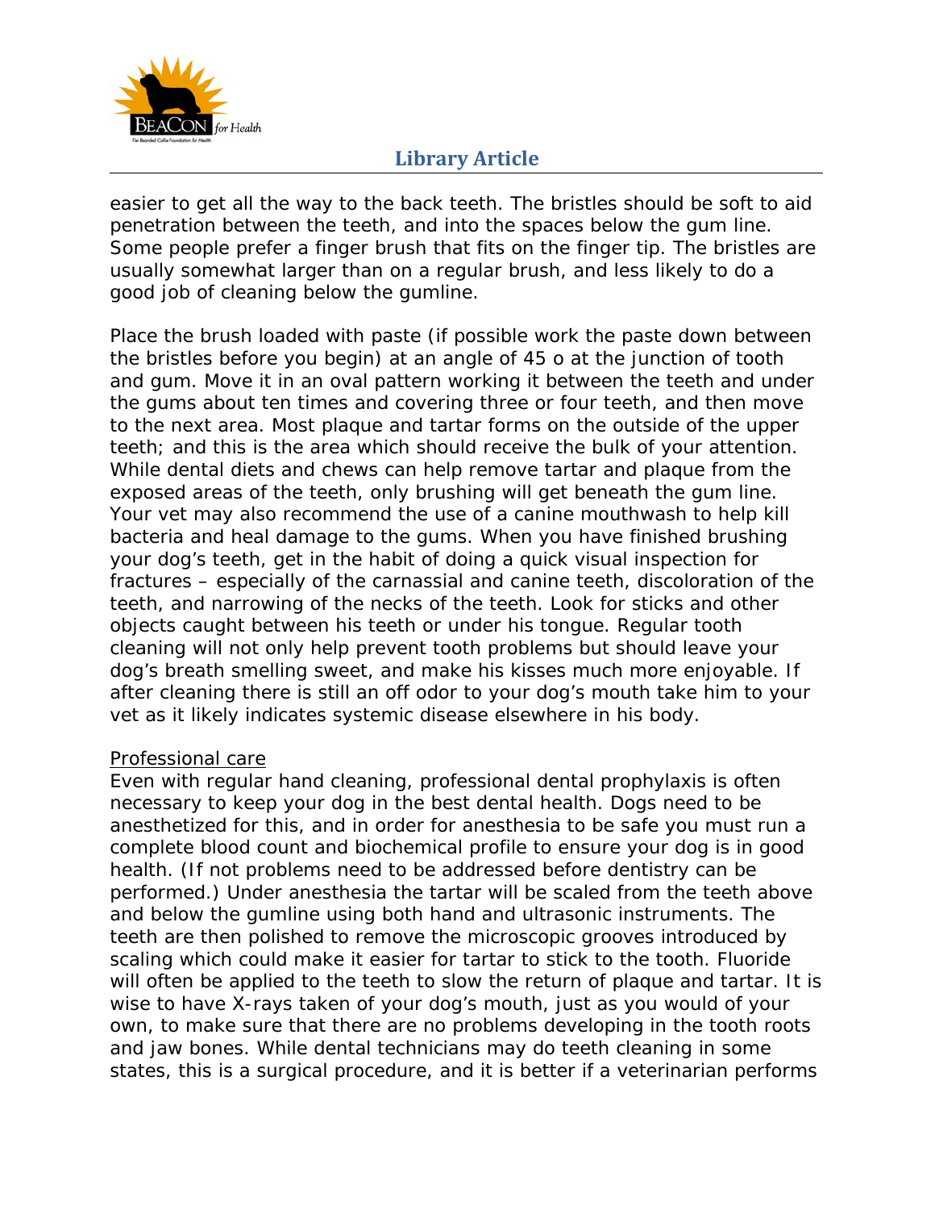easier to get all the way to the back teeth. The bristles should be soft to aid penetration between the teeth, and into the spaces below the gum line. Some people prefer a finger brush that fits on the finger tip. The bristles are usually somewhat larger than on a regular brush, and less likely to do a good job of cleaning below the gumline.

Place the brush loaded with paste (if possible work the paste down between the bristles before you begin) at an angle of 45 o at the junction of tooth and gum. Move it in an oval pattern working it between the teeth and under the gums about ten times and covering three or four teeth, and then move to the next area. Most plaque and tartar forms on the outside of the upper teeth; and this is the area which should receive the bulk of your attention. While dental diets and chews can help remove tartar and plaque from the exposed areas of the teeth, only brushing will get beneath the gum line. Your vet may also recommend the use of a canine mouthwash to help kill bacteria and heal damage to the gums. When you have finished brushing your dog's teeth, get in the habit of doing a quick visual inspection for fractures – especially of the carnassial and canine teeth, discoloration of the teeth, and narrowing of the necks of the teeth. Look for sticks and other objects caught between his teeth or under his tongue. Regular tooth cleaning will not only help prevent tooth problems but should leave your dog's breath smelling sweet, and make his kisses much more enjoyable. If after cleaning there is still an off odor to your dog's mouth take him to your vet as it likely indicates systemic disease elsewhere in his body.

<u>Professional care</u>

Even with regular hand cleaning, professional dental prophylaxis is often necessary to keep your dog in the best dental health. Dogs need to be anesthetized for this, and in order for anesthesia to be safe you must run a complete blood count and biochemical profile to ensure your dog is in good health. (If not problems need to be addressed before dentistry can be performed.) Under anesthesia the tartar will be scaled from the teeth above and below the gumline using both hand and ultrasonic instruments. The teeth are then polished to remove the microscopic grooves introduced by scaling which could make it easier for tartar to stick to the tooth. Fluoride will often be applied to the teeth to slow the return of plaque and tartar. It is wise to have X-rays taken of your dog's mouth, just as you would of your own, to make sure that there are no problems developing in the tooth roots and jaw bones. While dental technicians may do teeth cleaning in some states, this is a surgical procedure, and it is better if a veterinarian performs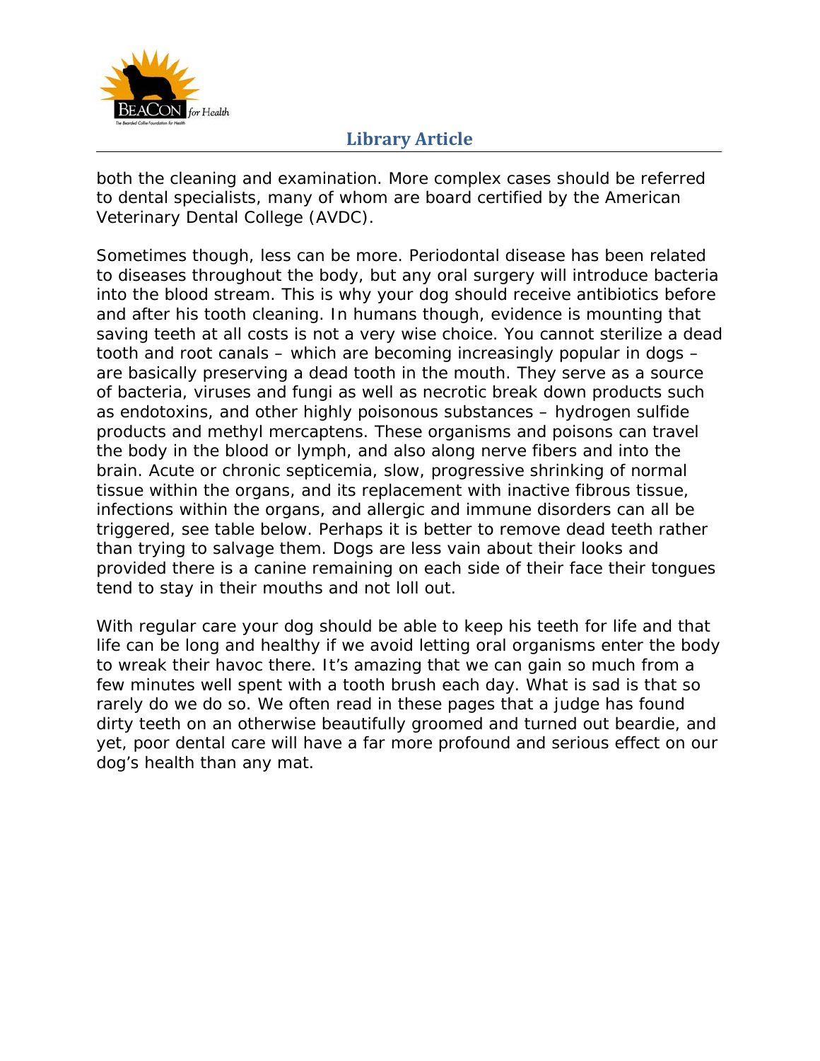both the cleaning and examination. More complex cases should be referred to dental specialists, many of whom are board certified by the American Veterinary Dental College (AVDC).

Sometimes though, less can be more. Periodontal disease has been related to diseases throughout the body, but any oral surgery will introduce bacteria into the blood stream. This is why your dog should receive antibiotics before and after his tooth cleaning. In humans though, evidence is mounting that saving teeth at all costs is not a very wise choice. You cannot sterilize a dead tooth and root canals – which are becoming increasingly popular in dogs – are basically preserving a dead tooth in the mouth. They serve as a source of bacteria, viruses and fungi as well as necrotic break down products such as endotoxins, and other highly poisonous substances – hydrogen sulfide products and methyl mercaptens. These organisms and poisons can travel the body in the blood or lymph, and also along nerve fibers and into the brain. Acute or chronic septicemia, slow, progressive shrinking of normal tissue within the organs, and its replacement with inactive fibrous tissue, infections within the organs, and allergic and immune disorders can all be triggered, see table below. Perhaps it is better to remove dead teeth rather than trying to salvage them. Dogs are less vain about their looks and provided there is a canine remaining on each side of their face their tongues tend to stay in their mouths and not loll out.

With regular care your dog should be able to keep his teeth for life and that life can be long and healthy if we avoid letting oral organisms enter the body to wreak their havoc there. It's amazing that we can gain so much from a few minutes well spent with a tooth brush each day. What is sad is that so rarely do we do so. We often read in these pages that a judge has found dirty teeth on an otherwise beautifully groomed and turned out beardie, and yet, poor dental care will have a far more profound and serious effect on our dog's health than any mat.